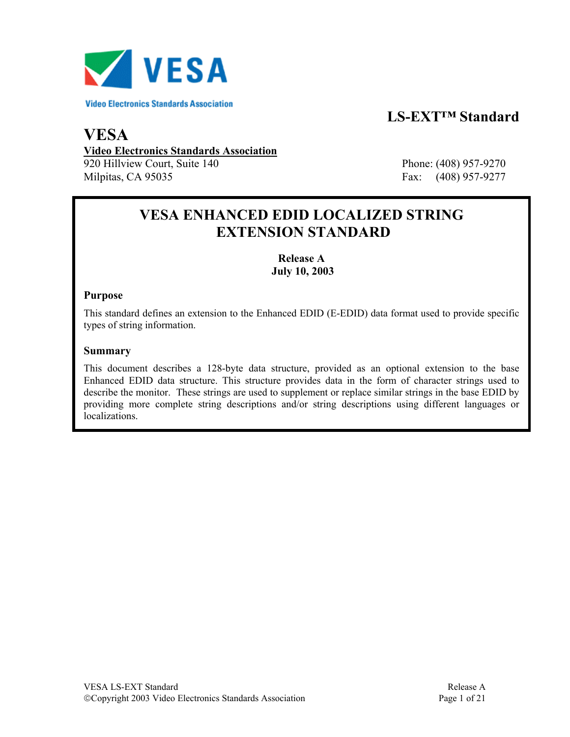**LS-EXT™ Standard**

**VESA**

**Video Electronics Standards Association**

920 Hillview Court, Suite 140
Milpitas, CA 95035

Phone: (408) 957-9270
Fax: (408) 957-9277

# VESA ENHANCED EDID LOCALIZED STRING EXTENSION STANDARD

**Release A**
**July 10, 2003**

### Purpose

This standard defines an extension to the Enhanced EDID (E-EDID) data format used to provide specific types of string information.

### Summary

This document describes a 128-byte data structure, provided as an optional extension to the base Enhanced EDID data structure. This structure provides data in the form of character strings used to describe the monitor. These strings are used to supplement or replace similar strings in the base EDID by providing more complete string descriptions and/or string descriptions using different languages or localizations.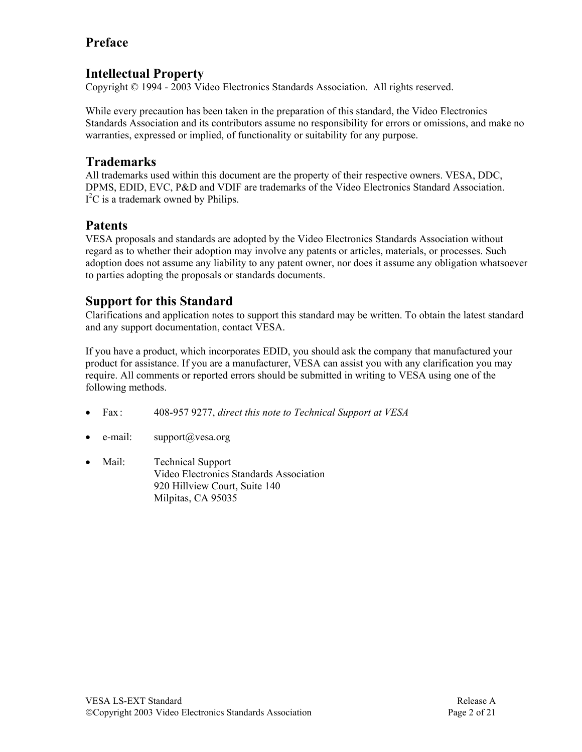# Preface

## Intellectual Property

Copyright © 1994 - 2003 Video Electronics Standards Association. All rights reserved.

While every precaution has been taken in the preparation of this standard, the Video Electronics Standards Association and its contributors assume no responsibility for errors or omissions, and make no warranties, expressed or implied, of functionality or suitability for any purpose.

## Trademarks

All trademarks used within this document are the property of their respective owners. VESA, DDC, DPMS, EDID, EVC, P&D and VDIF are trademarks of the Video Electronics Standard Association. $I^2C$ is a trademark owned by Philips.

## Patents

VESA proposals and standards are adopted by the Video Electronics Standards Association without regard as to whether their adoption may involve any patents or articles, materials, or processes. Such adoption does not assume any liability to any patent owner, nor does it assume any obligation whatsoever to parties adopting the proposals or standards documents.

## Support for this Standard

Clarifications and application notes to support this standard may be written. To obtain the latest standard and any support documentation, contact VESA.

If you have a product, which incorporates EDID, you should ask the company that manufactured your product for assistance. If you are a manufacturer, VESA can assist you with any clarification you may require. All comments or reported errors should be submitted in writing to VESA using one of the following methods.

- Fax : 408-957 9277, *direct this note to Technical Support at VESA*
- e-mail: support@vesa.org
- Mail: Technical Support
  Video Electronics Standards Association
  920 Hillview Court, Suite 140
  Milpitas, CA 95035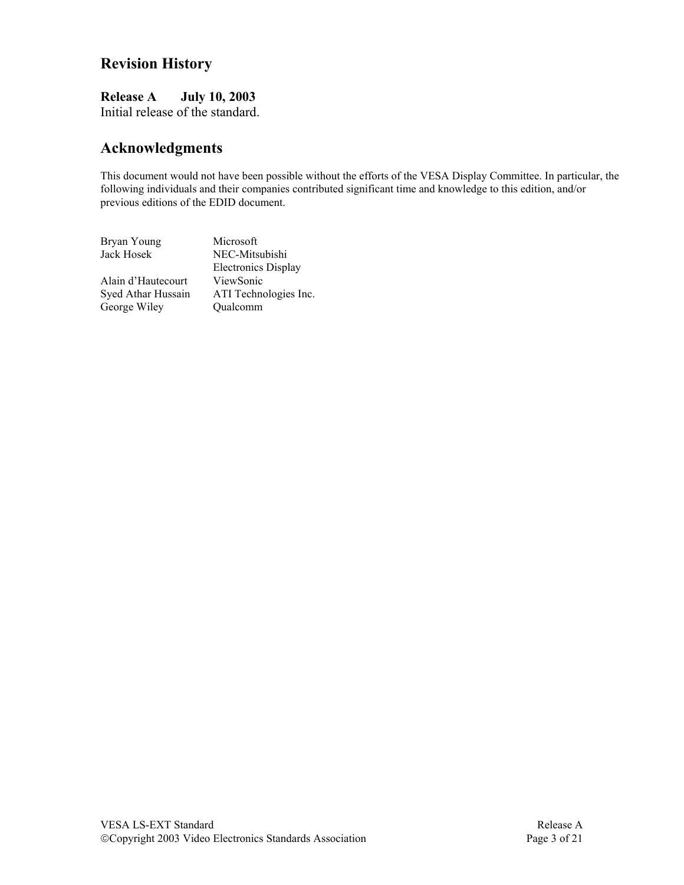## Revision History

**Release A July 10, 2003**

Initial release of the standard.

## Acknowledgments

This document would not have been possible without the efforts of the VESA Display Committee. In particular, the following individuals and their companies contributed significant time and knowledge to this edition, and/or previous editions of the EDID document.

| | |
|---|---|
| Bryan Young | Microsoft |
| Jack Hosek | NEC-Mitsubishi Electronics Display |
| Alain d'Hautecourt | ViewSonic |
| Syed Athar Hussain | ATI Technologies Inc. |
| George Wiley | Qualcomm |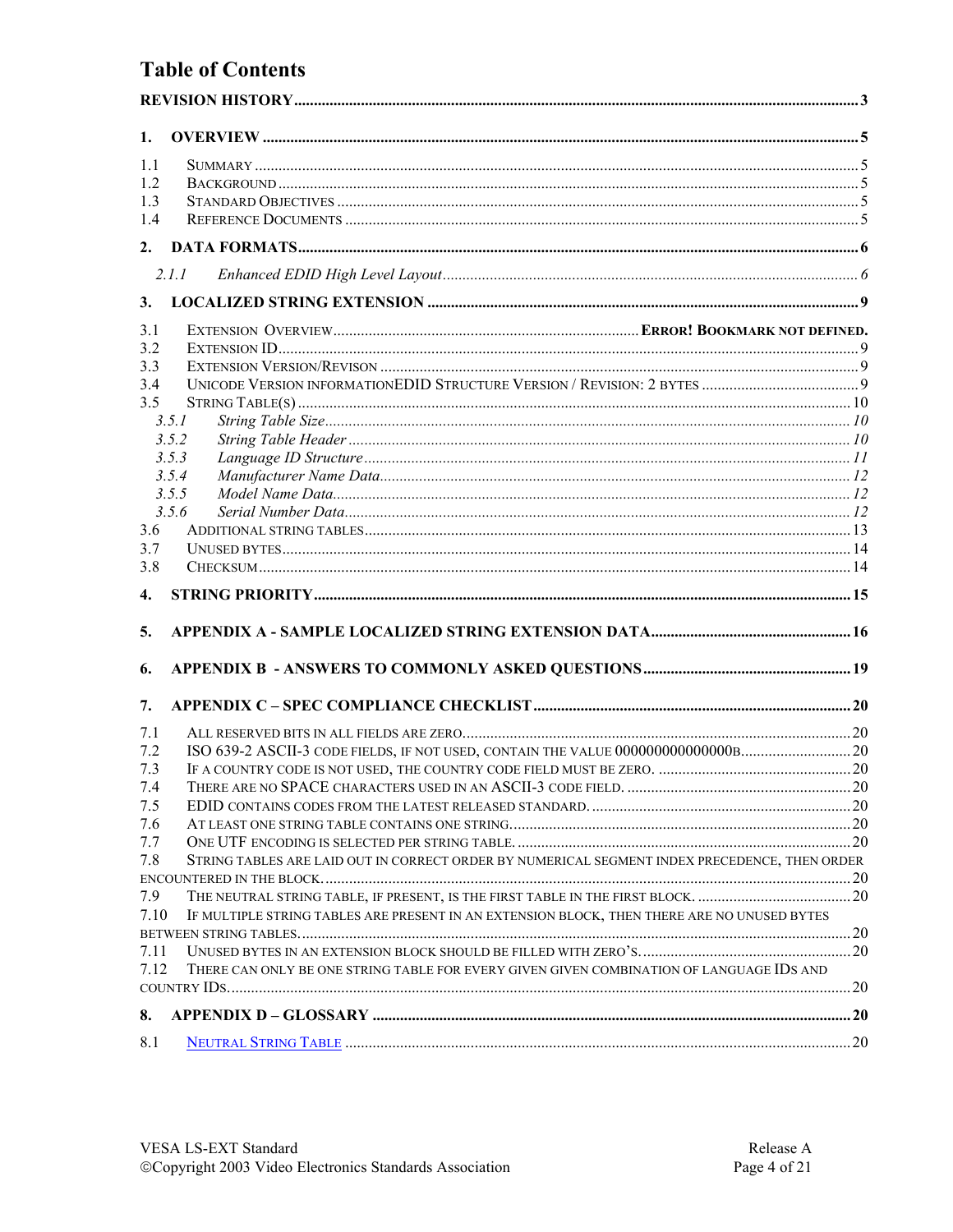# Table of Contents

**REVISION HISTORY** .......... 3

**1. OVERVIEW** .......... 5

1.1 SUMMARY .......... 5
1.2 BACKGROUND .......... 5
1.3 STANDARD OBJECTIVES .......... 5
1.4 REFERENCE DOCUMENTS .......... 5

**2. DATA FORMATS** .......... 6

*2.1.1 Enhanced EDID High Level Layout* .......... 6

**3. LOCALIZED STRING EXTENSION** .......... 9

3.1 EXTENSION OVERVIEW .......... **ERROR! BOOKMARK NOT DEFINED.**
3.2 EXTENSION ID .......... 9
3.3 EXTENSION VERSION/REVISON .......... 9
3.4 UNICODE VERSION INFORMATIONEDID STRUCTURE VERSION / REVISION: 2 BYTES .......... 9
3.5 STRING TABLE(S) .......... 10
*3.5.1 String Table Size* .......... 10
*3.5.2 String Table Header* .......... 10
*3.5.3 Language ID Structure* .......... 11
*3.5.4 Manufacturer Name Data* .......... 12
*3.5.5 Model Name Data* .......... 12
*3.5.6 Serial Number Data* .......... 12
3.6 ADDITIONAL STRING TABLES .......... 13
3.7 UNUSED BYTES .......... 14
3.8 CHECKSUM .......... 14

**4. STRING PRIORITY** .......... 15

**5. APPENDIX A - SAMPLE LOCALIZED STRING EXTENSION DATA** .......... 16

**6. APPENDIX B - ANSWERS TO COMMONLY ASKED QUESTIONS** .......... 19

**7. APPENDIX C – SPEC COMPLIANCE CHECKLIST** .......... 20

7.1 ALL RESERVED BITS IN ALL FIELDS ARE ZERO .......... 20
7.2 ISO 639-2 ASCII-3 CODE FIELDS, IF NOT USED, CONTAIN THE VALUE 000000000000000B .......... 20
7.3 IF A COUNTRY CODE IS NOT USED, THE COUNTRY CODE FIELD MUST BE ZERO. .......... 20
7.4 THERE ARE NO SPACE CHARACTERS USED IN AN ASCII-3 CODE FIELD. .......... 20
7.5 EDID CONTAINS CODES FROM THE LATEST RELEASED STANDARD. .......... 20
7.6 AT LEAST ONE STRING TABLE CONTAINS ONE STRING. .......... 20
7.7 ONE UTF ENCODING IS SELECTED PER STRING TABLE. .......... 20
7.8 STRING TABLES ARE LAID OUT IN CORRECT ORDER BY NUMERICAL SEGMENT INDEX PRECEDENCE, THEN ORDER ENCOUNTERED IN THE BLOCK. .......... 20
7.9 THE NEUTRAL STRING TABLE, IF PRESENT, IS THE FIRST TABLE IN THE FIRST BLOCK. .......... 20
7.10 IF MULTIPLE STRING TABLES ARE PRESENT IN AN EXTENSION BLOCK, THEN THERE ARE NO UNUSED BYTES BETWEEN STRING TABLES. .......... 20
7.11 UNUSED BYTES IN AN EXTENSION BLOCK SHOULD BE FILLED WITH ZERO'S. .......... 20
7.12 THERE CAN ONLY BE ONE STRING TABLE FOR EVERY GIVEN GIVEN COMBINATION OF LANGUAGE IDS AND COUNTRY IDS. .......... 20

**8. APPENDIX D – GLOSSARY** .......... 20

8.1 NEUTRAL STRING TABLE .......... 20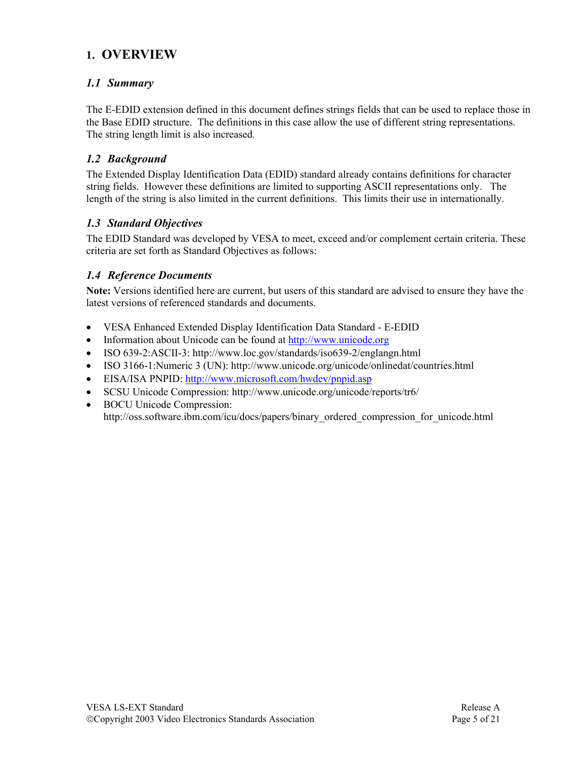# 1. OVERVIEW

## *1.1 Summary*

The E-EDID extension defined in this document defines strings fields that can be used to replace those in the Base EDID structure. The definitions in this case allow the use of different string representations. The string length limit is also increased.

## *1.2 Background*

The Extended Display Identification Data (EDID) standard already contains definitions for character string fields. However these definitions are limited to supporting ASCII representations only. The length of the string is also limited in the current definitions. This limits their use in internationally.

## *1.3 Standard Objectives*

The EDID Standard was developed by VESA to meet, exceed and/or complement certain criteria. These criteria are set forth as Standard Objectives as follows:

## *1.4 Reference Documents*

**Note:** Versions identified here are current, but users of this standard are advised to ensure they have the latest versions of referenced standards and documents.

- VESA Enhanced Extended Display Identification Data Standard - E-EDID
- Information about Unicode can be found at http://www.unicode.org
- ISO 639-2:ASCII-3: http://www.loc.gov/standards/iso639-2/englangn.html
- ISO 3166-1:Numeric 3 (UN): http://www.unicode.org/unicode/onlinedat/countries.html
- EISA/ISA PNPID: http://www.microsoft.com/hwdev/pnpid.asp
- SCSU Unicode Compression: http://www.unicode.org/unicode/reports/tr6/
- BOCU Unicode Compression: http://oss.software.ibm.com/icu/docs/papers/binary_ordered_compression_for_unicode.html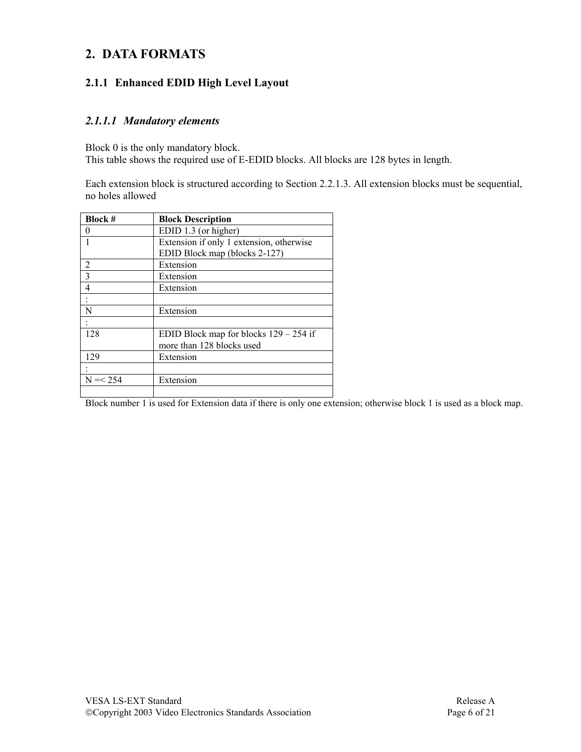# 2. DATA FORMATS

## 2.1.1 Enhanced EDID High Level Layout

### *2.1.1.1 Mandatory elements*

Block 0 is the only mandatory block.
This table shows the required use of E-EDID blocks. All blocks are 128 bytes in length.

Each extension block is structured according to Section 2.2.1.3. All extension blocks must be sequential, no holes allowed

| **Block #** | **Block Description** |
|---|---|
| 0 | EDID 1.3 (or higher) |
| 1 | Extension if only 1 extension, otherwise EDID Block map (blocks 2-127) |
| 2 | Extension |
| 3 | Extension |
| 4 | Extension |
| : | |
| N | Extension |
| : | |
| 128 | EDID Block map for blocks 129 – 254 if more than 128 blocks used |
| 129 | Extension |
| : | |
| N =< 254 | Extension |
| | |

Block number 1 is used for Extension data if there is only one extension; otherwise block 1 is used as a block map.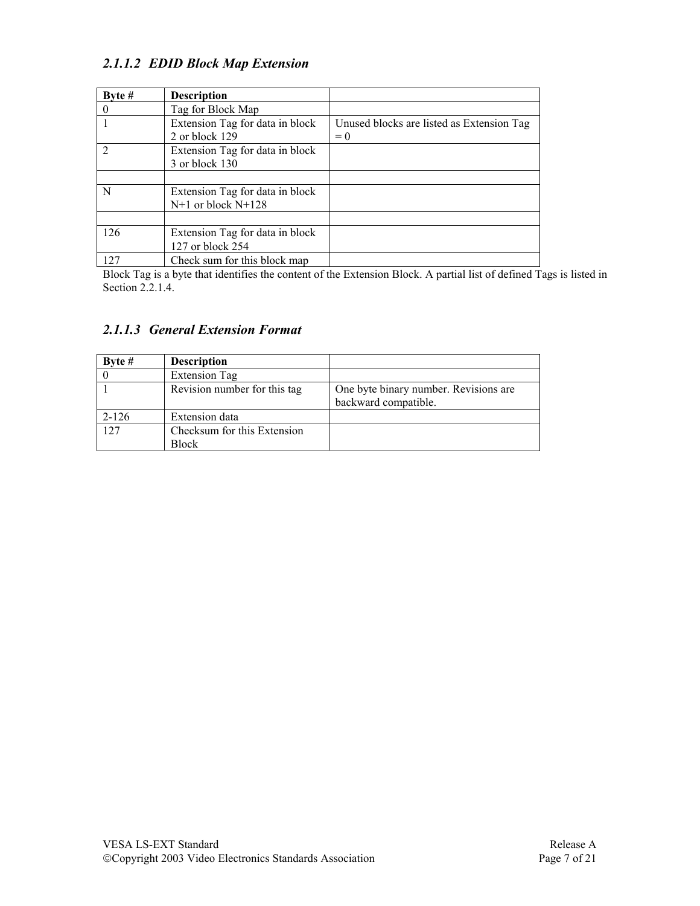### *2.1.1.2 EDID Block Map Extension*

| Byte # | Description | |
|---|---|---|
| 0 | Tag for Block Map | |
| 1 | Extension Tag for data in block 2 or block 129 | Unused blocks are listed as Extension Tag = 0 |
| 2 | Extension Tag for data in block 3 or block 130 | |
| | | |
| N | Extension Tag for data in block N+1 or block N+128 | |
| | | |
| 126 | Extension Tag for data in block 127 or block 254 | |
| 127 | Check sum for this block map | |

Block Tag is a byte that identifies the content of the Extension Block. A partial list of defined Tags is listed in Section 2.2.1.4.

### *2.1.1.3 General Extension Format*

| Byte # | Description | |
|---|---|---|
| 0 | Extension Tag | |
| 1 | Revision number for this tag | One byte binary number. Revisions are backward compatible. |
| 2-126 | Extension data | |
| 127 | Checksum for this Extension Block | |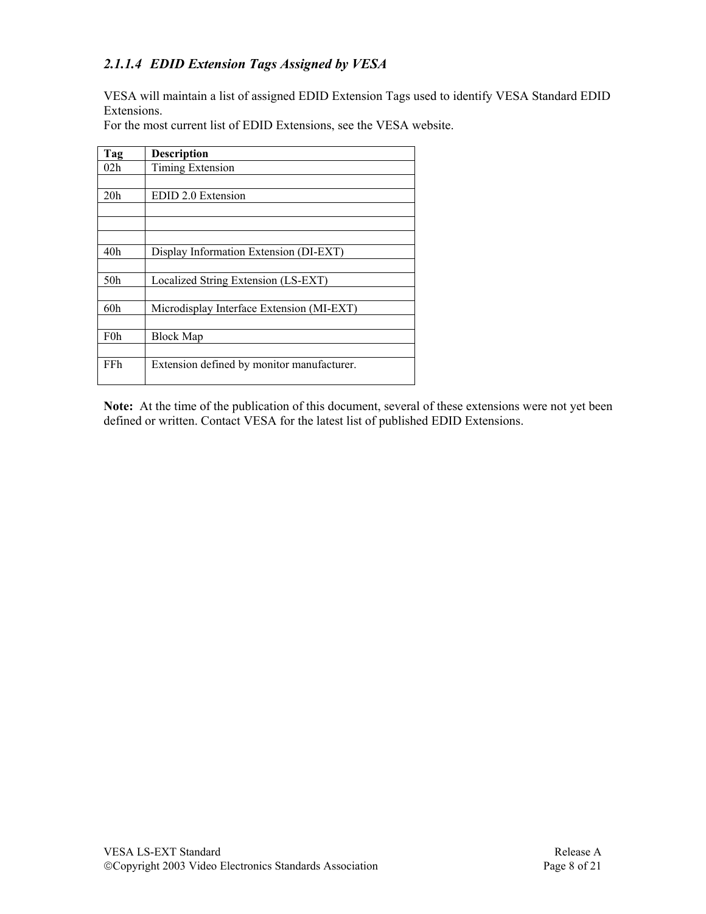#### 2.1.1.4 EDID Extension Tags Assigned by VESA

VESA will maintain a list of assigned EDID Extension Tags used to identify VESA Standard EDID Extensions.
For the most current list of EDID Extensions, see the VESA website.

| Tag | Description |
|---|---|
| 02h | Timing Extension |
| | |
| 20h | EDID 2.0 Extension |
| | |
| | |
| | |
| 40h | Display Information Extension (DI-EXT) |
| | |
| 50h | Localized String Extension (LS-EXT) |
| | |
| 60h | Microdisplay Interface Extension (MI-EXT) |
| | |
| F0h | Block Map |
| | |
| FFh | Extension defined by monitor manufacturer. |

**Note:** At the time of the publication of this document, several of these extensions were not yet been defined or written. Contact VESA for the latest list of published EDID Extensions.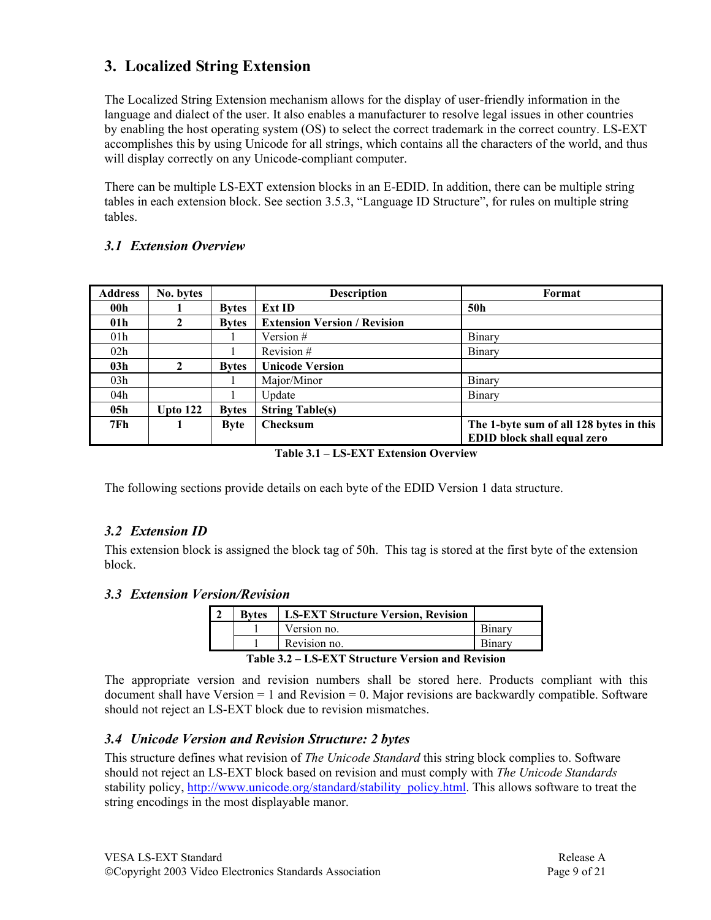# 3. Localized String Extension

The Localized String Extension mechanism allows for the display of user-friendly information in the language and dialect of the user. It also enables a manufacturer to resolve legal issues in other countries by enabling the host operating system (OS) to select the correct trademark in the correct country. LS-EXT accomplishes this by using Unicode for all strings, which contains all the characters of the world, and thus will display correctly on any Unicode-compliant computer.

There can be multiple LS-EXT extension blocks in an E-EDID. In addition, there can be multiple string tables in each extension block. See section 3.5.3, "Language ID Structure", for rules on multiple string tables.

## *3.1 Extension Overview*

| Address | No. bytes | | Description | Format |
|---|---|---|---|---|
| **00h** | **1** | **Bytes** | **Ext ID** | **50h** |
| **01h** | **2** | **Bytes** | **Extension Version / Revision** | |
| 01h | | 1 | Version # | Binary |
| 02h | | 1 | Revision # | Binary |
| **03h** | **2** | **Bytes** | **Unicode Version** | |
| 03h | | 1 | Major/Minor | Binary |
| 04h | | 1 | Update | Binary |
| **05h** | **Upto 122** | **Bytes** | **String Table(s)** | |
| **7Fh** | **1** | **Byte** | **Checksum** | **The 1-byte sum of all 128 bytes in this EDID block shall equal zero** |

**Table 3.1 – LS-EXT Extension Overview**

The following sections provide details on each byte of the EDID Version 1 data structure.

## *3.2 Extension ID*

This extension block is assigned the block tag of 50h. This tag is stored at the first byte of the extension block.

## *3.3 Extension Version/Revision*

| 2 | Bytes | LS-EXT Structure Version, Revision | |
|---|---|---|---|
| | 1 | Version no. | Binary |
| | 1 | Revision no. | Binary |

**Table 3.2 – LS-EXT Structure Version and Revision**

The appropriate version and revision numbers shall be stored here. Products compliant with this document shall have Version = 1 and Revision = 0. Major revisions are backwardly compatible. Software should not reject an LS-EXT block due to revision mismatches.

## *3.4 Unicode Version and Revision Structure: 2 bytes*

This structure defines what revision of *The Unicode Standard* this string block complies to. Software should not reject an LS-EXT block based on revision and must comply with *The Unicode Standards* stability policy, http://www.unicode.org/standard/stability_policy.html. This allows software to treat the string encodings in the most displayable manor.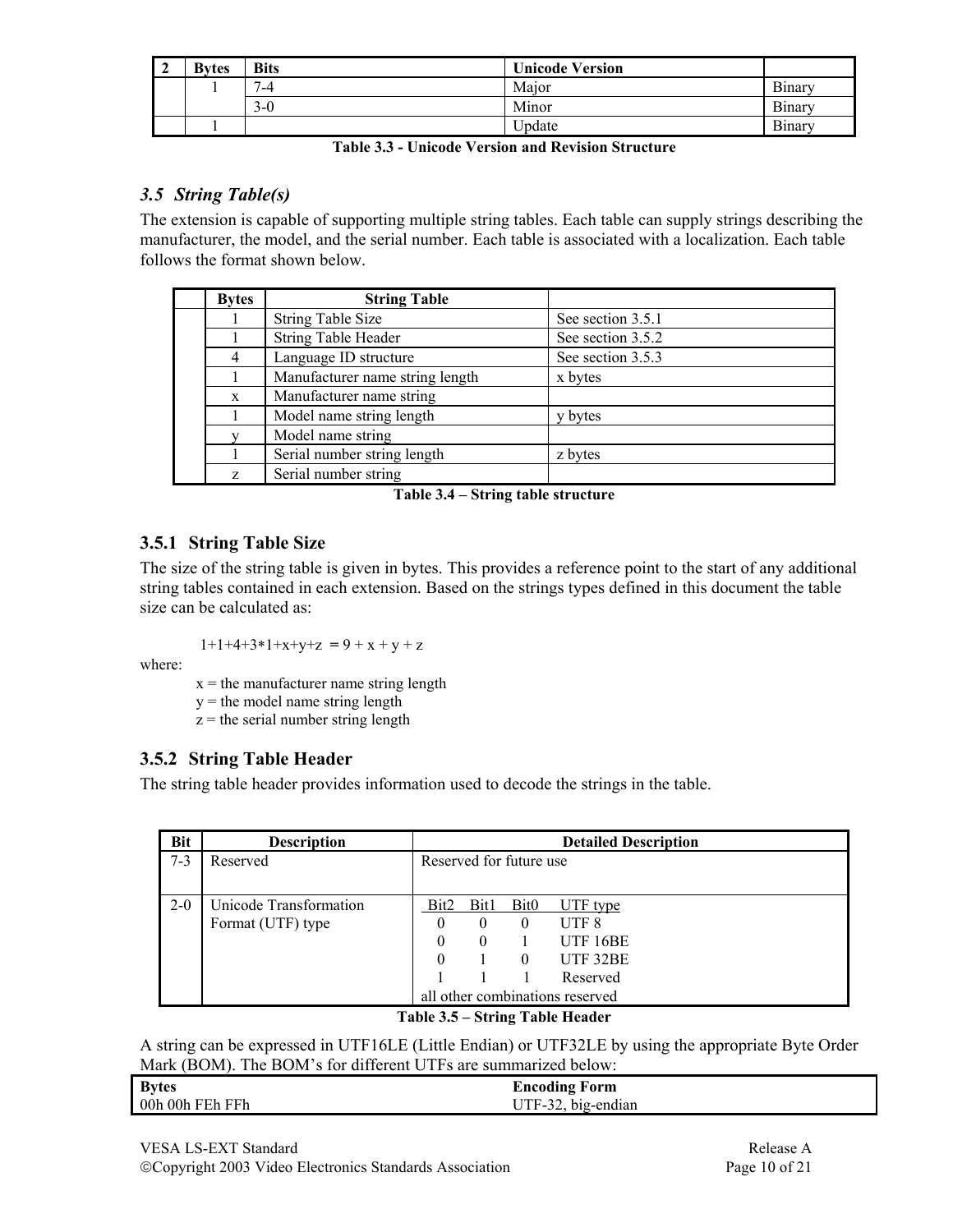| 2 | Bytes | Bits | Unicode Version | |
|---|---|---|---|---|
| | 1 | 7-4 | Major | Binary |
| | | 3-0 | Minor | Binary |
| | 1 | | Update | Binary |

**Table 3.3 - Unicode Version and Revision Structure**

### *3.5 String Table(s)*

The extension is capable of supporting multiple string tables. Each table can supply strings describing the manufacturer, the model, and the serial number. Each table is associated with a localization. Each table follows the format shown below.

| | Bytes | String Table | |
|---|---|---|---|
| | 1 | String Table Size | See section 3.5.1 |
| | 1 | String Table Header | See section 3.5.2 |
| | 4 | Language ID structure | See section 3.5.3 |
| | 1 | Manufacturer name string length | x bytes |
| | x | Manufacturer name string | |
| | 1 | Model name string length | y bytes |
| | y | Model name string | |
| | 1 | Serial number string length | z bytes |
| | z | Serial number string | |

**Table 3.4 – String table structure**

### 3.5.1 String Table Size

The size of the string table is given in bytes. This provides a reference point to the start of any additional string tables contained in each extension. Based on the strings types defined in this document the table size can be calculated as:

$$1+1+4+3*1+x+y+z = 9 + x + y + z$$

where:

x = the manufacturer name string length
y = the model name string length
z = the serial number string length

### 3.5.2 String Table Header

The string table header provides information used to decode the strings in the table.

| Bit | Description | Detailed Description |
|---|---|---|
| 7-3 | Reserved | Reserved for future use |
| 2-0 | Unicode Transformation Format (UTF) type | Bit2 Bit1 Bit0 UTF type<br>0 0 0 UTF 8<br>0 0 1 UTF 16BE<br>0 1 0 UTF 32BE<br>1 1 1 Reserved<br>all other combinations reserved |

**Table 3.5 – String Table Header**

A string can be expressed in UTF16LE (Little Endian) or UTF32LE by using the appropriate Byte Order Mark (BOM). The BOM's for different UTFs are summarized below:

| Bytes | Encoding Form |
|---|---|
| 00h 00h FEh FFh | UTF-32, big-endian |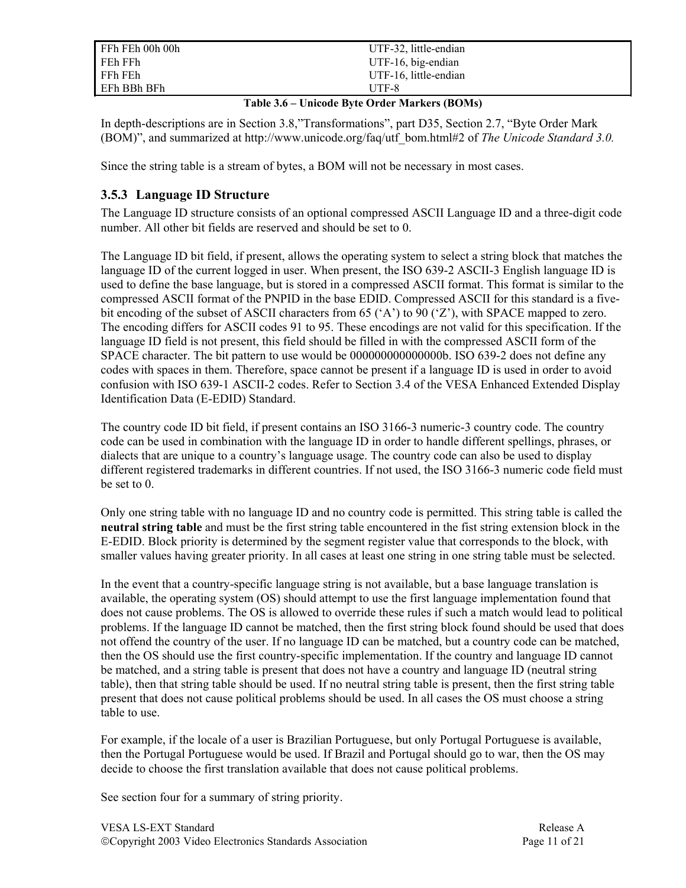| | |
|---|---|
| FFh FEh 00h 00h | UTF-32, little-endian |
| FEh FFh | UTF-16, big-endian |
| FFh FEh | UTF-16, little-endian |
| EFh BBh BFh | UTF-8 |

**Table 3.6 – Unicode Byte Order Markers (BOMs)**

In depth-descriptions are in Section 3.8,"Transformations", part D35, Section 2.7, "Byte Order Mark (BOM)", and summarized at http://www.unicode.org/faq/utf_bom.html#2 of *The Unicode Standard 3.0.*

Since the string table is a stream of bytes, a BOM will not be necessary in most cases.

### 3.5.3 Language ID Structure

The Language ID structure consists of an optional compressed ASCII Language ID and a three-digit code number. All other bit fields are reserved and should be set to 0.

The Language ID bit field, if present, allows the operating system to select a string block that matches the language ID of the current logged in user. When present, the ISO 639-2 ASCII-3 English language ID is used to define the base language, but is stored in a compressed ASCII format. This format is similar to the compressed ASCII format of the PNPID in the base EDID. Compressed ASCII for this standard is a five-bit encoding of the subset of ASCII characters from 65 ('A') to 90 ('Z'), with SPACE mapped to zero. The encoding differs for ASCII codes 91 to 95. These encodings are not valid for this specification. If the language ID field is not present, this field should be filled in with the compressed ASCII form of the SPACE character. The bit pattern to use would be 000000000000000b. ISO 639-2 does not define any codes with spaces in them. Therefore, space cannot be present if a language ID is used in order to avoid confusion with ISO 639-1 ASCII-2 codes. Refer to Section 3.4 of the VESA Enhanced Extended Display Identification Data (E-EDID) Standard.

The country code ID bit field, if present contains an ISO 3166-3 numeric-3 country code. The country code can be used in combination with the language ID in order to handle different spellings, phrases, or dialects that are unique to a country's language usage. The country code can also be used to display different registered trademarks in different countries. If not used, the ISO 3166-3 numeric code field must be set to 0.

Only one string table with no language ID and no country code is permitted. This string table is called the **neutral string table** and must be the first string table encountered in the fist string extension block in the E-EDID. Block priority is determined by the segment register value that corresponds to the block, with smaller values having greater priority. In all cases at least one string in one string table must be selected.

In the event that a country-specific language string is not available, but a base language translation is available, the operating system (OS) should attempt to use the first language implementation found that does not cause problems. The OS is allowed to override these rules if such a match would lead to political problems. If the language ID cannot be matched, then the first string block found should be used that does not offend the country of the user. If no language ID can be matched, but a country code can be matched, then the OS should use the first country-specific implementation. If the country and language ID cannot be matched, and a string table is present that does not have a country and language ID (neutral string table), then that string table should be used. If no neutral string table is present, then the first string table present that does not cause political problems should be used. In all cases the OS must choose a string table to use.

For example, if the locale of a user is Brazilian Portuguese, but only Portugal Portuguese is available, then the Portugal Portuguese would be used. If Brazil and Portugal should go to war, then the OS may decide to choose the first translation available that does not cause political problems.

See section four for a summary of string priority.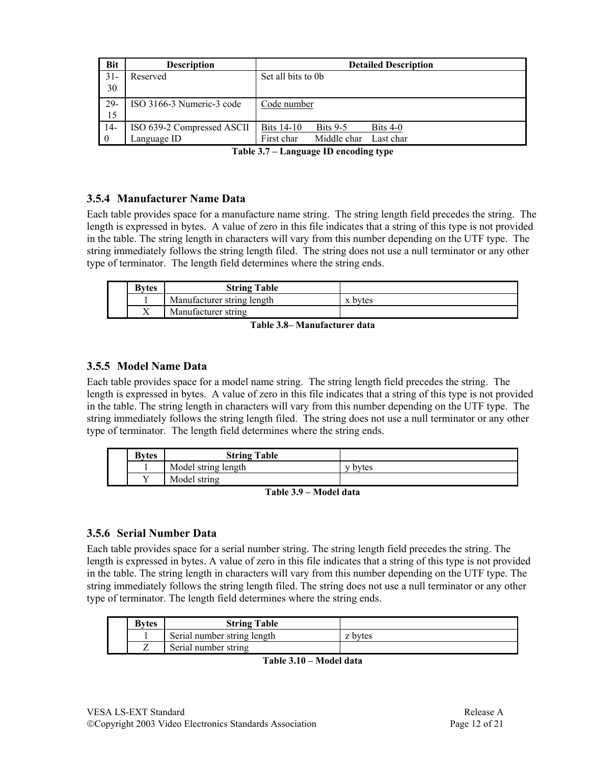| Bit | Description | Detailed Description |
|---|---|---|
| 31-30 | Reserved | Set all bits to 0b |
| 29-15 | ISO 3166-3 Numeric-3 code | Code number |
| 14-0 | ISO 639-2 Compressed ASCII Language ID | Bits 14-10 Bits 9-5 Bits 4-0<br>First char Middle char Last char |

**Table 3.7 – Language ID encoding type**

### 3.5.4 Manufacturer Name Data

Each table provides space for a manufacture name string. The string length field precedes the string. The length is expressed in bytes. A value of zero in this file indicates that a string of this type is not provided in the table. The string length in characters will vary from this number depending on the UTF type. The string immediately follows the string length filed. The string does not use a null terminator or any other type of terminator. The length field determines where the string ends.

| | Bytes | String Table | |
|---|---|---|---|
| | 1 | Manufacturer string length | x bytes |
| | X | Manufacturer string | |

**Table 3.8– Manufacturer data**

### 3.5.5 Model Name Data

Each table provides space for a model name string. The string length field precedes the string. The length is expressed in bytes. A value of zero in this file indicates that a string of this type is not provided in the table. The string length in characters will vary from this number depending on the UTF type. The string immediately follows the string length filed. The string does not use a null terminator or any other type of terminator. The length field determines where the string ends.

| | Bytes | String Table | |
|---|---|---|---|
| | 1 | Model string length | y bytes |
| | Y | Model string | |

**Table 3.9 – Model data**

### 3.5.6 Serial Number Data

Each table provides space for a serial number string. The string length field precedes the string. The length is expressed in bytes. A value of zero in this file indicates that a string of this type is not provided in the table. The string length in characters will vary from this number depending on the UTF type. The string immediately follows the string length filed. The string does not use a null terminator or any other type of terminator. The length field determines where the string ends.

| | Bytes | String Table | |
|---|---|---|---|
| | 1 | Serial number string length | z bytes |
| | Z | Serial number string | |

**Table 3.10 – Model data**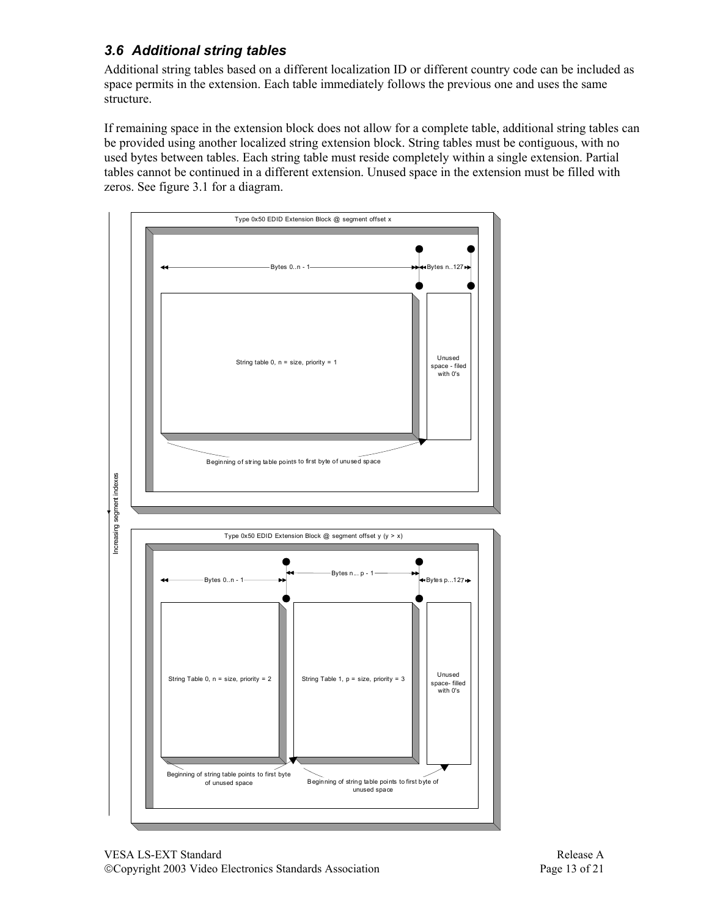### 3.6 Additional string tables

Additional string tables based on a different localization ID or different country code can be included as space permits in the extension. Each table immediately follows the previous one and uses the same structure.

If remaining space in the extension block does not allow for a complete table, additional string tables can be provided using another localized string extension block. String tables must be contiguous, with no used bytes between tables. Each string table must reside completely within a single extension. Partial tables cannot be continued in a different extension. Unused space in the extension must be filled with zeros. See figure 3.1 for a diagram.

Type 0x50 EDID Extension Block @ segment offset x

Bytes 0..n - 1 | Bytes n..127

String table 0, n = size, priority = 1

Unused space - filed with 0's

Beginning of string table points to first byte of unused space

Increasing segment indexes

Type 0x50 EDID Extension Block @ segment offset y (y > x)

Bytes 0..n - 1 | Bytes n... p - 1 | Bytes p...127

String Table 0, n = size, priority = 2

String Table 1, p = size, priority = 3

Unused space- filled with 0's

Beginning of string table points to first byte of unused space

Beginning of string table points to first byte of unused space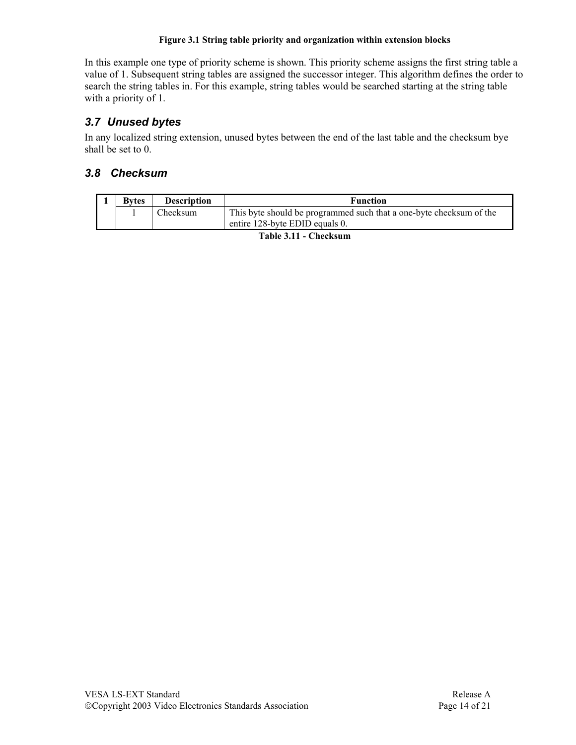**Figure 3.1 String table priority and organization within extension blocks**

In this example one type of priority scheme is shown. This priority scheme assigns the first string table a value of 1. Subsequent string tables are assigned the successor integer. This algorithm defines the order to search the string tables in. For this example, string tables would be searched starting at the string table with a priority of 1.

### 3.7 Unused bytes

In any localized string extension, unused bytes between the end of the last table and the checksum bye shall be set to 0.

### 3.8 Checksum

| 1 | Bytes | Description | Function |
|---|---|---|---|
| | 1 | Checksum | This byte should be programmed such that a one-byte checksum of the entire 128-byte EDID equals 0. |

**Table 3.11 - Checksum**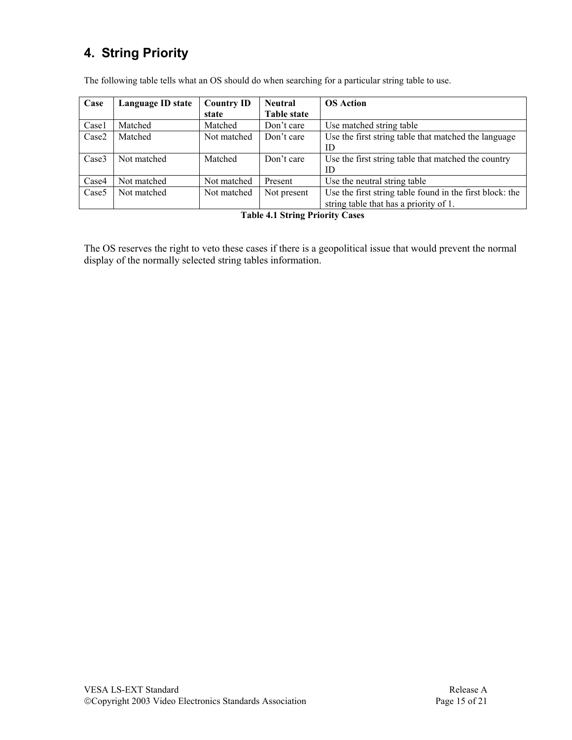# 4. String Priority

The following table tells what an OS should do when searching for a particular string table to use.

| Case | Language ID state | Country ID state | Neutral Table state | OS Action |
|---|---|---|---|---|
| Case1 | Matched | Matched | Don't care | Use matched string table |
| Case2 | Matched | Not matched | Don't care | Use the first string table that matched the language ID |
| Case3 | Not matched | Matched | Don't care | Use the first string table that matched the country ID |
| Case4 | Not matched | Not matched | Present | Use the neutral string table |
| Case5 | Not matched | Not matched | Not present | Use the first string table found in the first block: the string table that has a priority of 1. |

**Table 4.1 String Priority Cases**

The OS reserves the right to veto these cases if there is a geopolitical issue that would prevent the normal display of the normally selected string tables information.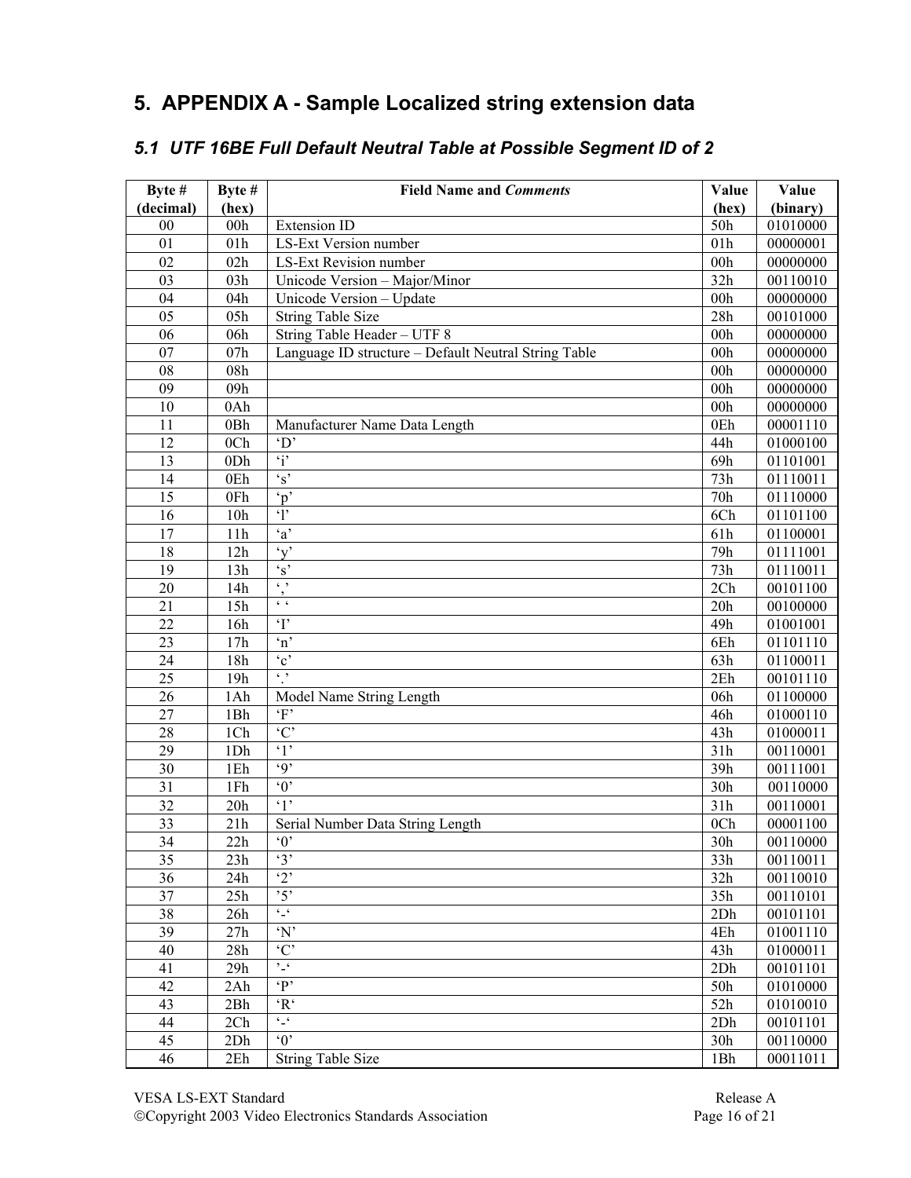# 5. APPENDIX A - Sample Localized string extension data

## *5.1 UTF 16BE Full Default Neutral Table at Possible Segment ID of 2*

| Byte # (decimal) | Byte # (hex) | Field Name and *Comments* | Value (hex) | Value (binary) |
|---|---|---|---|---|
| 00 | 00h | Extension ID | 50h | 01010000 |
| 01 | 01h | LS-Ext Version number | 01h | 00000001 |
| 02 | 02h | LS-Ext Revision number | 00h | 00000000 |
| 03 | 03h | Unicode Version – Major/Minor | 32h | 00110010 |
| 04 | 04h | Unicode Version – Update | 00h | 00000000 |
| 05 | 05h | String Table Size | 28h | 00101000 |
| 06 | 06h | String Table Header – UTF 8 | 00h | 00000000 |
| 07 | 07h | Language ID structure – Default Neutral String Table | 00h | 00000000 |
| 08 | 08h | | 00h | 00000000 |
| 09 | 09h | | 00h | 00000000 |
| 10 | 0Ah | | 00h | 00000000 |
| 11 | 0Bh | Manufacturer Name Data Length | 0Eh | 00001110 |
| 12 | 0Ch | 'D' | 44h | 01000100 |
| 13 | 0Dh | 'i' | 69h | 01101001 |
| 14 | 0Eh | 's' | 73h | 01110011 |
| 15 | 0Fh | 'p' | 70h | 01110000 |
| 16 | 10h | 'l' | 6Ch | 01101100 |
| 17 | 11h | 'a' | 61h | 01100001 |
| 18 | 12h | 'y' | 79h | 01111001 |
| 19 | 13h | 's' | 73h | 01110011 |
| 20 | 14h | ',' | 2Ch | 00101100 |
| 21 | 15h | ' ' | 20h | 00100000 |
| 22 | 16h | 'I' | 49h | 01001001 |
| 23 | 17h | 'n' | 6Eh | 01101110 |
| 24 | 18h | 'c' | 63h | 01100011 |
| 25 | 19h | '.' | 2Eh | 00101110 |
| 26 | 1Ah | Model Name String Length | 06h | 01100000 |
| 27 | 1Bh | 'F' | 46h | 01000110 |
| 28 | 1Ch | 'C' | 43h | 01000011 |
| 29 | 1Dh | '1' | 31h | 00110001 |
| 30 | 1Eh | '9' | 39h | 00111001 |
| 31 | 1Fh | '0' | 30h | 00110000 |
| 32 | 20h | '1' | 31h | 00110001 |
| 33 | 21h | Serial Number Data String Length | 0Ch | 00001100 |
| 34 | 22h | '0' | 30h | 00110000 |
| 35 | 23h | '3' | 33h | 00110011 |
| 36 | 24h | '2' | 32h | 00110010 |
| 37 | 25h | '5' | 35h | 00110101 |
| 38 | 26h | '-' | 2Dh | 00101101 |
| 39 | 27h | 'N' | 4Eh | 01001110 |
| 40 | 28h | 'C' | 43h | 01000011 |
| 41 | 29h | '-' | 2Dh | 00101101 |
| 42 | 2Ah | 'P' | 50h | 01010000 |
| 43 | 2Bh | 'R' | 52h | 01010010 |
| 44 | 2Ch | '-' | 2Dh | 00101101 |
| 45 | 2Dh | '0' | 30h | 00110000 |
| 46 | 2Eh | String Table Size | 1Bh | 00011011 |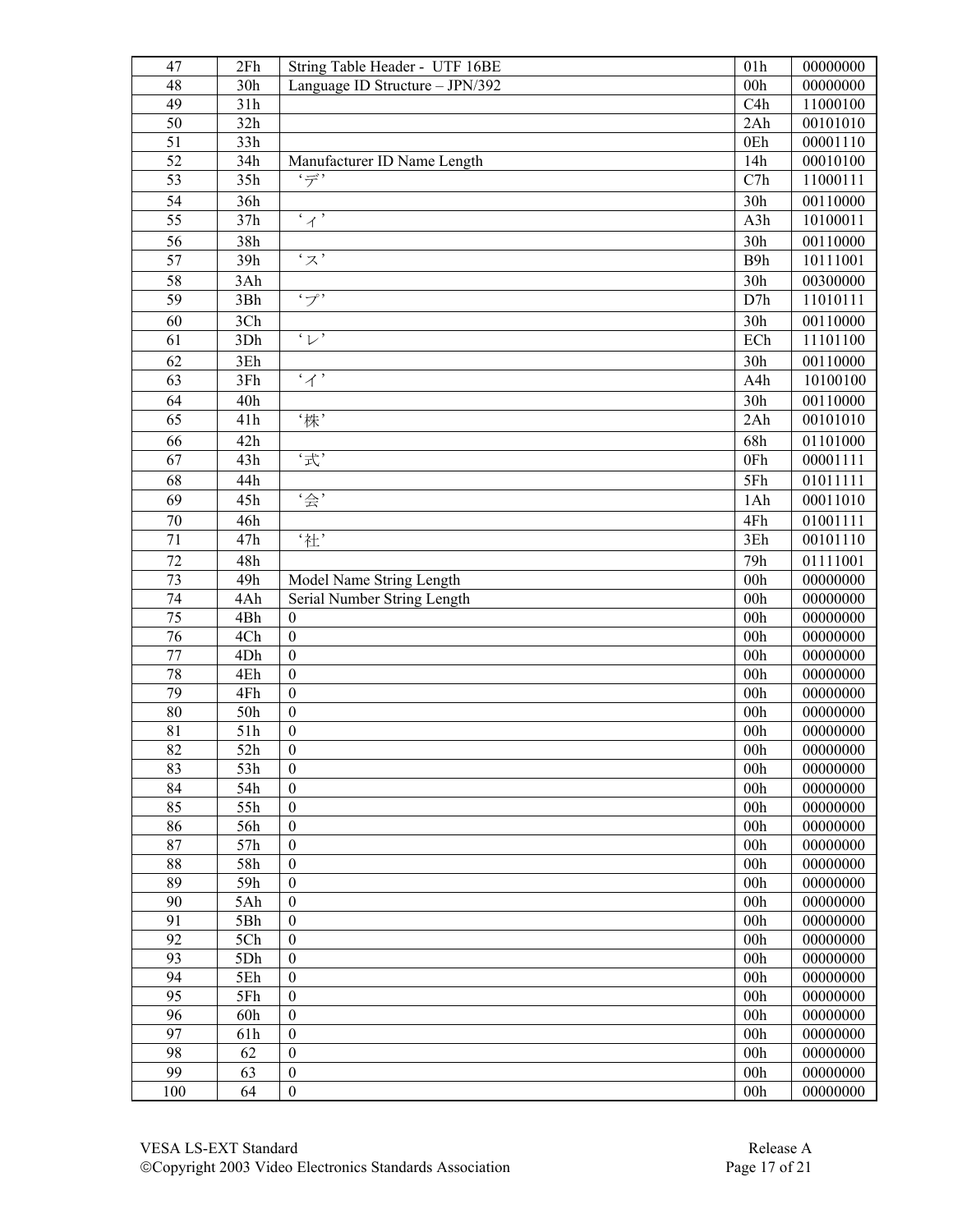| 47 | 2Fh | String Table Header - UTF 16BE | 01h | 00000000 |
|---|---|---|---|---|
| 48 | 30h | Language ID Structure – JPN/392 | 00h | 00000000 |
| 49 | 31h | | C4h | 11000100 |
| 50 | 32h | | 2Ah | 00101010 |
| 51 | 33h | | 0Eh | 00001110 |
| 52 | 34h | Manufacturer ID Name Length | 14h | 00010100 |
| 53 | 35h | ‘デ’ | C7h | 11000111 |
| 54 | 36h | | 30h | 00110000 |
| 55 | 37h | ‘ィ’ | A3h | 10100011 |
| 56 | 38h | | 30h | 00110000 |
| 57 | 39h | ‘ス’ | B9h | 10111001 |
| 58 | 3Ah | | 30h | 00300000 |
| 59 | 3Bh | ‘プ’ | D7h | 11010111 |
| 60 | 3Ch | | 30h | 00110000 |
| 61 | 3Dh | ‘レ’ | ECh | 11101100 |
| 62 | 3Eh | | 30h | 00110000 |
| 63 | 3Fh | ‘イ’ | A4h | 10100100 |
| 64 | 40h | | 30h | 00110000 |
| 65 | 41h | ‘株’ | 2Ah | 00101010 |
| 66 | 42h | | 68h | 01101000 |
| 67 | 43h | ‘式’ | 0Fh | 00001111 |
| 68 | 44h | | 5Fh | 01011111 |
| 69 | 45h | ‘会’ | 1Ah | 00011010 |
| 70 | 46h | | 4Fh | 01001111 |
| 71 | 47h | ‘社’ | 3Eh | 00101110 |
| 72 | 48h | | 79h | 01111001 |
| 73 | 49h | Model Name String Length | 00h | 00000000 |
| 74 | 4Ah | Serial Number String Length | 00h | 00000000 |
| 75 | 4Bh | 0 | 00h | 00000000 |
| 76 | 4Ch | 0 | 00h | 00000000 |
| 77 | 4Dh | 0 | 00h | 00000000 |
| 78 | 4Eh | 0 | 00h | 00000000 |
| 79 | 4Fh | 0 | 00h | 00000000 |
| 80 | 50h | 0 | 00h | 00000000 |
| 81 | 51h | 0 | 00h | 00000000 |
| 82 | 52h | 0 | 00h | 00000000 |
| 83 | 53h | 0 | 00h | 00000000 |
| 84 | 54h | 0 | 00h | 00000000 |
| 85 | 55h | 0 | 00h | 00000000 |
| 86 | 56h | 0 | 00h | 00000000 |
| 87 | 57h | 0 | 00h | 00000000 |
| 88 | 58h | 0 | 00h | 00000000 |
| 89 | 59h | 0 | 00h | 00000000 |
| 90 | 5Ah | 0 | 00h | 00000000 |
| 91 | 5Bh | 0 | 00h | 00000000 |
| 92 | 5Ch | 0 | 00h | 00000000 |
| 93 | 5Dh | 0 | 00h | 00000000 |
| 94 | 5Eh | 0 | 00h | 00000000 |
| 95 | 5Fh | 0 | 00h | 00000000 |
| 96 | 60h | 0 | 00h | 00000000 |
| 97 | 61h | 0 | 00h | 00000000 |
| 98 | 62 | 0 | 00h | 00000000 |
| 99 | 63 | 0 | 00h | 00000000 |
| 100 | 64 | 0 | 00h | 00000000 |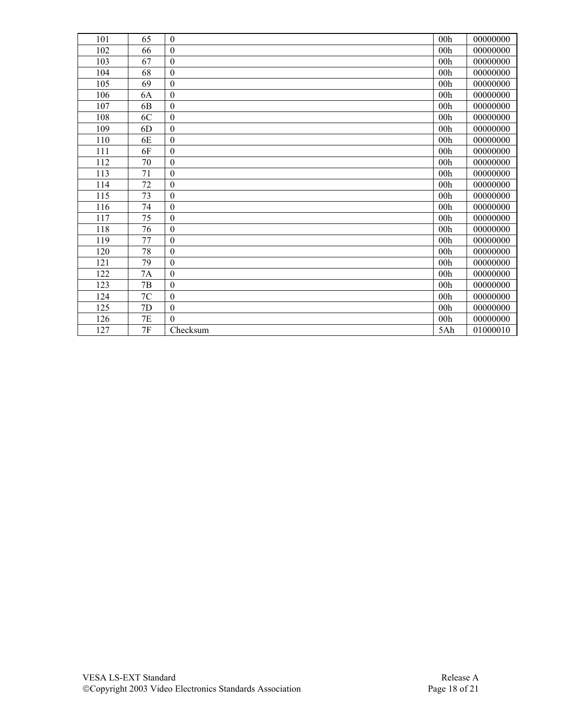| | | | | |
|---|---|---|---|---|
| 101 | 65 | 0 | 00h | 00000000 |
| 102 | 66 | 0 | 00h | 00000000 |
| 103 | 67 | 0 | 00h | 00000000 |
| 104 | 68 | 0 | 00h | 00000000 |
| 105 | 69 | 0 | 00h | 00000000 |
| 106 | 6A | 0 | 00h | 00000000 |
| 107 | 6B | 0 | 00h | 00000000 |
| 108 | 6C | 0 | 00h | 00000000 |
| 109 | 6D | 0 | 00h | 00000000 |
| 110 | 6E | 0 | 00h | 00000000 |
| 111 | 6F | 0 | 00h | 00000000 |
| 112 | 70 | 0 | 00h | 00000000 |
| 113 | 71 | 0 | 00h | 00000000 |
| 114 | 72 | 0 | 00h | 00000000 |
| 115 | 73 | 0 | 00h | 00000000 |
| 116 | 74 | 0 | 00h | 00000000 |
| 117 | 75 | 0 | 00h | 00000000 |
| 118 | 76 | 0 | 00h | 00000000 |
| 119 | 77 | 0 | 00h | 00000000 |
| 120 | 78 | 0 | 00h | 00000000 |
| 121 | 79 | 0 | 00h | 00000000 |
| 122 | 7A | 0 | 00h | 00000000 |
| 123 | 7B | 0 | 00h | 00000000 |
| 124 | 7C | 0 | 00h | 00000000 |
| 125 | 7D | 0 | 00h | 00000000 |
| 126 | 7E | 0 | 00h | 00000000 |
| 127 | 7F | Checksum | 5Ah | 01000010 |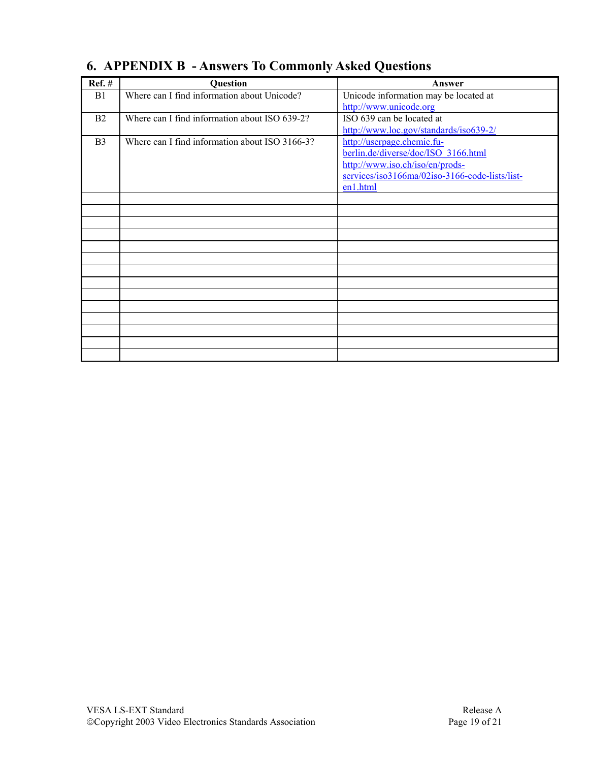# 6. APPENDIX B - Answers To Commonly Asked Questions

| Ref. # | Question | Answer |
|---|---|---|
| B1 | Where can I find information about Unicode? | Unicode information may be located at http://www.unicode.org |
| B2 | Where can I find information about ISO 639-2? | ISO 639 can be located at http://www.loc.gov/standards/iso639-2/ |
| B3 | Where can I find information about ISO 3166-3? | http://userpage.chemie.fu-berlin.de/diverse/doc/ISO_3166.html http://www.iso.ch/iso/en/prods-services/iso3166ma/02iso-3166-code-lists/list-en1.html |
| | | |
| | | |
| | | |
| | | |
| | | |
| | | |
| | | |
| | | |
| | | |
| | | |
| | | |
| | | |
| | | |
| | | |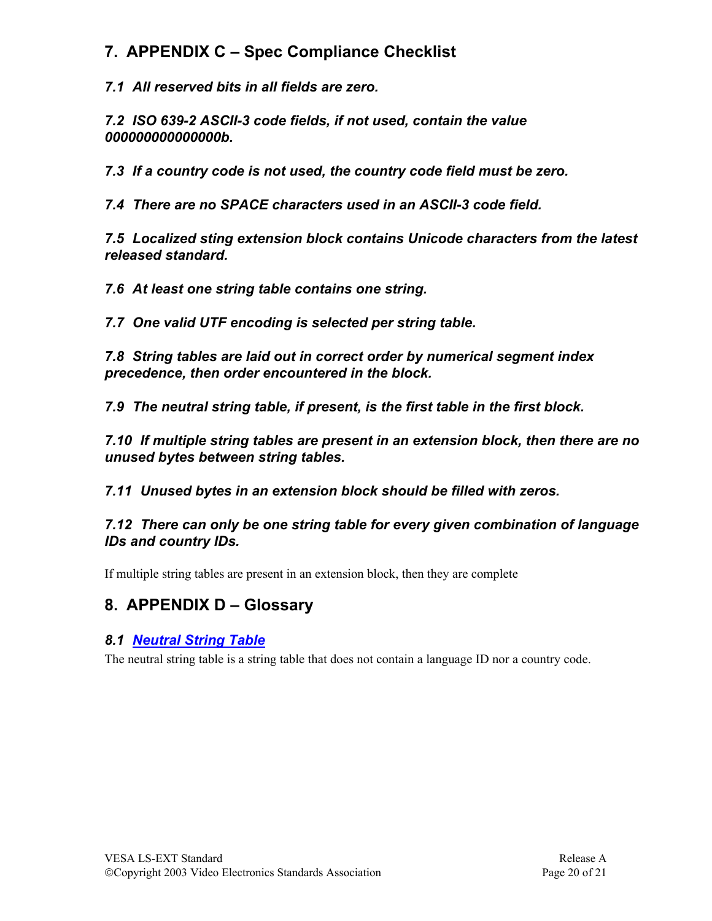# 7. APPENDIX C – Spec Compliance Checklist

### *7.1 All reserved bits in all fields are zero.*

### *7.2 ISO 639-2 ASCII-3 code fields, if not used, contain the value 000000000000000b.*

### *7.3 If a country code is not used, the country code field must be zero.*

### *7.4 There are no SPACE characters used in an ASCII-3 code field.*

### *7.5 Localized sting extension block contains Unicode characters from the latest released standard.*

### *7.6 At least one string table contains one string.*

### *7.7 One valid UTF encoding is selected per string table.*

### *7.8 String tables are laid out in correct order by numerical segment index precedence, then order encountered in the block.*

### *7.9 The neutral string table, if present, is the first table in the first block.*

### *7.10 If multiple string tables are present in an extension block, then there are no unused bytes between string tables.*

### *7.11 Unused bytes in an extension block should be filled with zeros.*

### *7.12 There can only be one string table for every given combination of language IDs and country IDs.*

If multiple string tables are present in an extension block, then they are complete

# 8. APPENDIX D – Glossary

### *8.1 Neutral String Table*

The neutral string table is a string table that does not contain a language ID nor a country code.